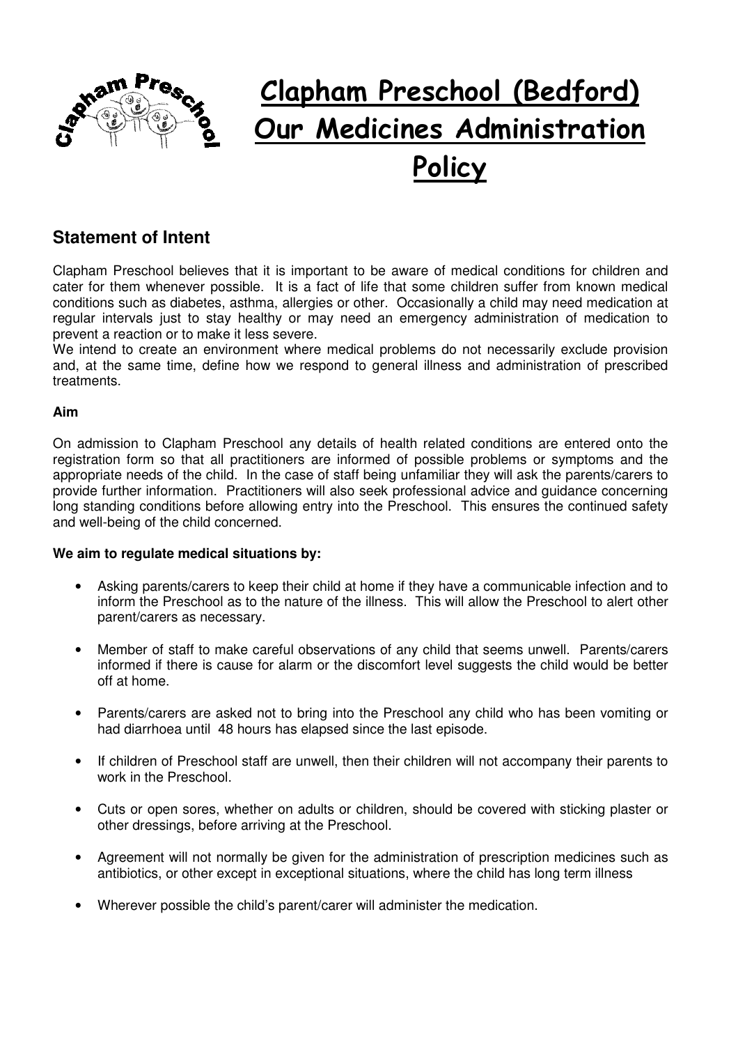# Clapham Preschool (Bedford) Our Medicines Administration Policy

## Statement of Intent

Clapham Preschool believes that it is important to be aware of medical conditions for children and cater for them whenever possible. It is a fact of life that some children suffer from known medical conditions such as diabetes, asthma, allergies or other. Occasionally a child may need medication at regular intervals just to stay healthy or may need an emergency administration of medication to prevent a reaction or to make it less severe.

We intend to create an environment where medical problems do not necessarily exclude provision and, at the same time, define how we respond to general illness and administration of prescribed treatments.

**Aim**

On admission to Clapham Preschool any details of health related conditions are entered onto the registration form so that all practitioners are informed of possible problems or symptoms and the appropriate needs of the child. In the case of staff being unfamiliar they will ask the parents/carers to provide further information. Practitioners will also seek professional advice and guidance concerning long standing conditions before allowing entry into the Preschool. This ensures the continued safety and well-being of the child concerned.

**We aim to regulate medical situations by:**

- Asking parents/carers to keep their child at home if they have a communicable infection and to inform the Preschool as to the nature of the illness. This will allow the Preschool to alert other parent/carers as necessary.
- Member of staff to make careful observations of any child that seems unwell. Parents/carers informed if there is cause for alarm or the discomfort level suggests the child would be better off at home.
- Parents/carers are asked not to bring into the Preschool any child who has been vomiting or had diarrhoea until 48 hours has elapsed since the last episode.
- If children of Preschool staff are unwell, then their children will not accompany their parents to work in the Preschool.
- Cuts or open sores, whether on adults or children, should be covered with sticking plaster or other dressings, before arriving at the Preschool.
- Agreement will not normally be given for the administration of prescription medicines such as antibiotics, or other except in exceptional situations, where the child has long term illness
- Wherever possible the child's parent/carer will administer the medication.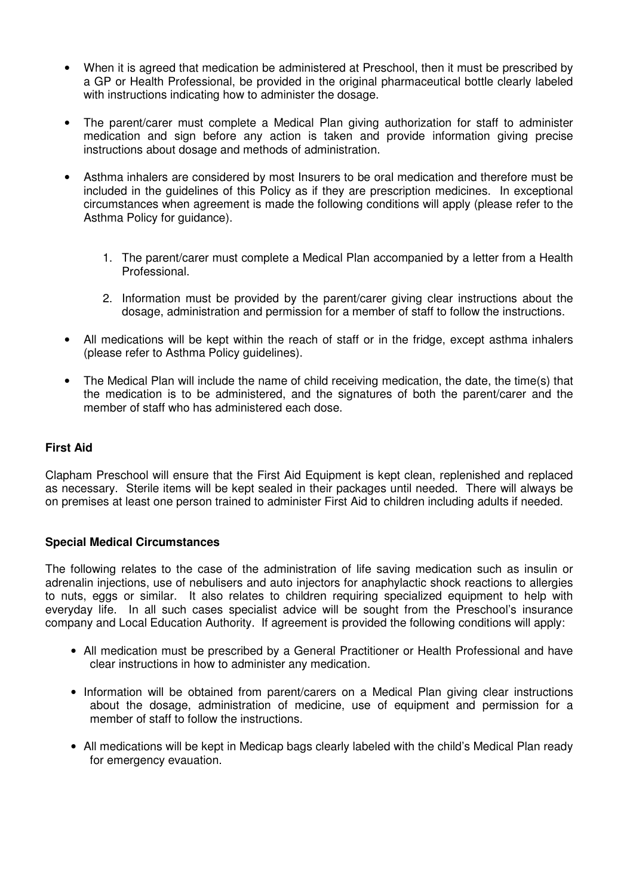- When it is agreed that medication be administered at Preschool, then it must be prescribed by a GP or Health Professional, be provided in the original pharmaceutical bottle clearly labeled with instructions indicating how to administer the dosage.

- The parent/carer must complete a Medical Plan giving authorization for staff to administer medication and sign before any action is taken and provide information giving precise instructions about dosage and methods of administration.

- Asthma inhalers are considered by most Insurers to be oral medication and therefore must be included in the guidelines of this Policy as if they are prescription medicines. In exceptional circumstances when agreement is made the following conditions will apply (please refer to the Asthma Policy for guidance).

    1. The parent/carer must complete a Medical Plan accompanied by a letter from a Health Professional.

    2. Information must be provided by the parent/carer giving clear instructions about the dosage, administration and permission for a member of staff to follow the instructions.

- All medications will be kept within the reach of staff or in the fridge, except asthma inhalers (please refer to Asthma Policy guidelines).

- The Medical Plan will include the name of child receiving medication, the date, the time(s) that the medication is to be administered, and the signatures of both the parent/carer and the member of staff who has administered each dose.

**First Aid**

Clapham Preschool will ensure that the First Aid Equipment is kept clean, replenished and replaced as necessary. Sterile items will be kept sealed in their packages until needed. There will always be on premises at least one person trained to administer First Aid to children including adults if needed.

**Special Medical Circumstances**

The following relates to the case of the administration of life saving medication such as insulin or adrenalin injections, use of nebulisers and auto injectors for anaphylactic shock reactions to allergies to nuts, eggs or similar. It also relates to children requiring specialized equipment to help with everyday life. In all such cases specialist advice will be sought from the Preschool's insurance company and Local Education Authority. If agreement is provided the following conditions will apply:

- All medication must be prescribed by a General Practitioner or Health Professional and have clear instructions in how to administer any medication.

- Information will be obtained from parent/carers on a Medical Plan giving clear instructions about the dosage, administration of medicine, use of equipment and permission for a member of staff to follow the instructions.

- All medications will be kept in Medicap bags clearly labeled with the child's Medical Plan ready for emergency evauation.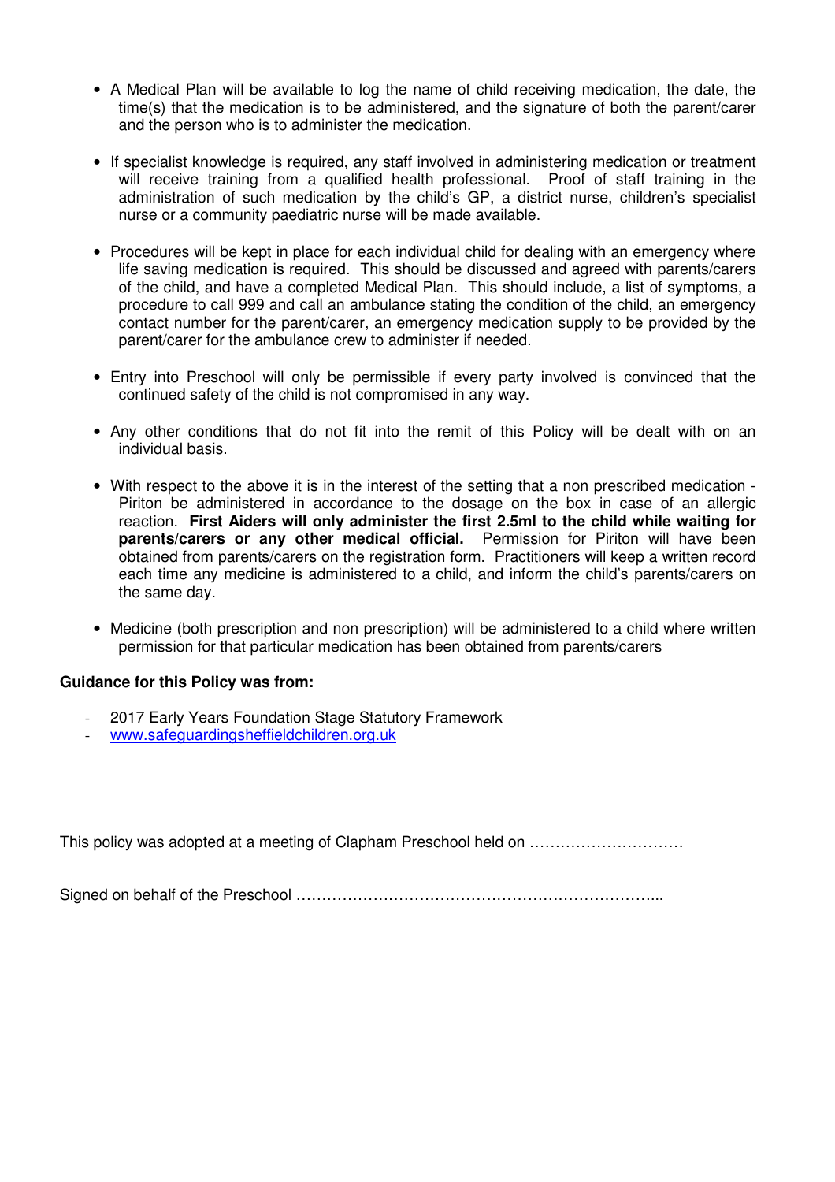- A Medical Plan will be available to log the name of child receiving medication, the date, the time(s) that the medication is to be administered, and the signature of both the parent/carer and the person who is to administer the medication.

- If specialist knowledge is required, any staff involved in administering medication or treatment will receive training from a qualified health professional. Proof of staff training in the administration of such medication by the child's GP, a district nurse, children's specialist nurse or a community paediatric nurse will be made available.

- Procedures will be kept in place for each individual child for dealing with an emergency where life saving medication is required. This should be discussed and agreed with parents/carers of the child, and have a completed Medical Plan. This should include, a list of symptoms, a procedure to call 999 and call an ambulance stating the condition of the child, an emergency contact number for the parent/carer, an emergency medication supply to be provided by the parent/carer for the ambulance crew to administer if needed.

- Entry into Preschool will only be permissible if every party involved is convinced that the continued safety of the child is not compromised in any way.

- Any other conditions that do not fit into the remit of this Policy will be dealt with on an individual basis.

- With respect to the above it is in the interest of the setting that a non prescribed medication - Piriton be administered in accordance to the dosage on the box in case of an allergic reaction. **First Aiders will only administer the first 2.5ml to the child while waiting for parents/carers or any other medical official.** Permission for Piriton will have been obtained from parents/carers on the registration form. Practitioners will keep a written record each time any medicine is administered to a child, and inform the child's parents/carers on the same day.

- Medicine (both prescription and non prescription) will be administered to a child where written permission for that particular medication has been obtained from parents/carers

**Guidance for this Policy was from:**

- 2017 Early Years Foundation Stage Statutory Framework
- www.safeguardingsheffieldchildren.org.uk

This policy was adopted at a meeting of Clapham Preschool held on …………………………

Signed on behalf of the Preschool ………………………………………………………………..